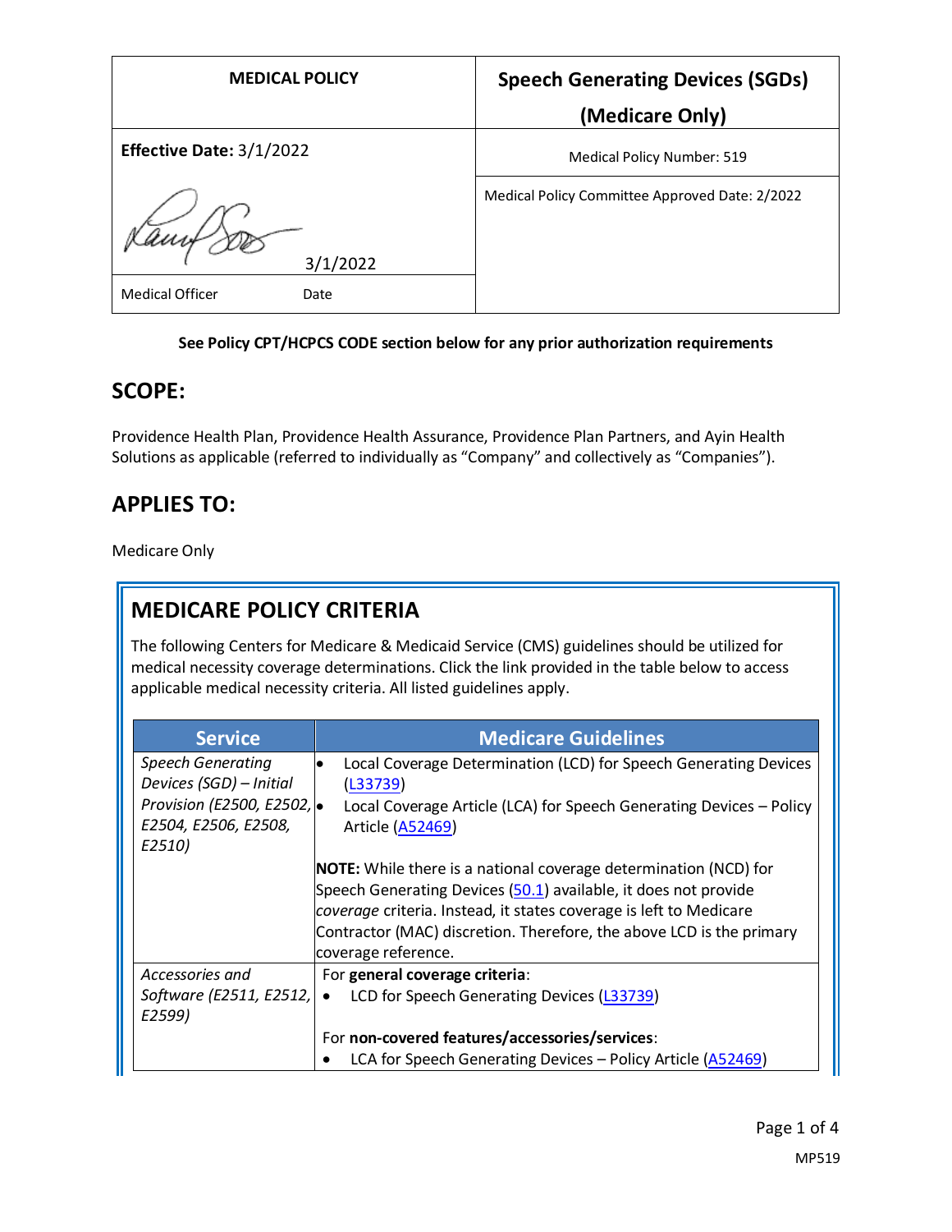| MEDICAL POLICY | Speech Generating Devices (SGDs) (Medicare Only) |
|---|---|
| **Effective Date:** 3/1/2022 | Medical Policy Number: 519 |
| 3/1/2022 | Medical Policy Committee Approved Date: 2/2022 |
| Medical Officer Date | |

**See Policy CPT/HCPCS CODE section below for any prior authorization requirements**

## SCOPE:

Providence Health Plan, Providence Health Assurance, Providence Plan Partners, and Ayin Health Solutions as applicable (referred to individually as "Company" and collectively as "Companies").

## APPLIES TO:

Medicare Only

## MEDICARE POLICY CRITERIA

The following Centers for Medicare & Medicaid Service (CMS) guidelines should be utilized for medical necessity coverage determinations. Click the link provided in the table below to access applicable medical necessity criteria. All listed guidelines apply.

| Service | Medicare Guidelines |
|---|---|
| *Speech Generating Devices (SGD) – Initial Provision (E2500, E2502, E2504, E2506, E2508, E2510)* | • Local Coverage Determination (LCD) for Speech Generating Devices (L33739)<br>• Local Coverage Article (LCA) for Speech Generating Devices – Policy Article (A52469)<br><br>**NOTE:** While there is a national coverage determination (NCD) for Speech Generating Devices (50.1) available, it does not provide *coverage* criteria. Instead, it states coverage is left to Medicare Contractor (MAC) discretion. Therefore, the above LCD is the primary coverage reference. |
| *Accessories and Software (E2511, E2512, E2599)* | For **general coverage criteria**:<br>• LCD for Speech Generating Devices (L33739)<br><br>For **non-covered features/accessories/services**:<br>• LCA for Speech Generating Devices – Policy Article (A52469) |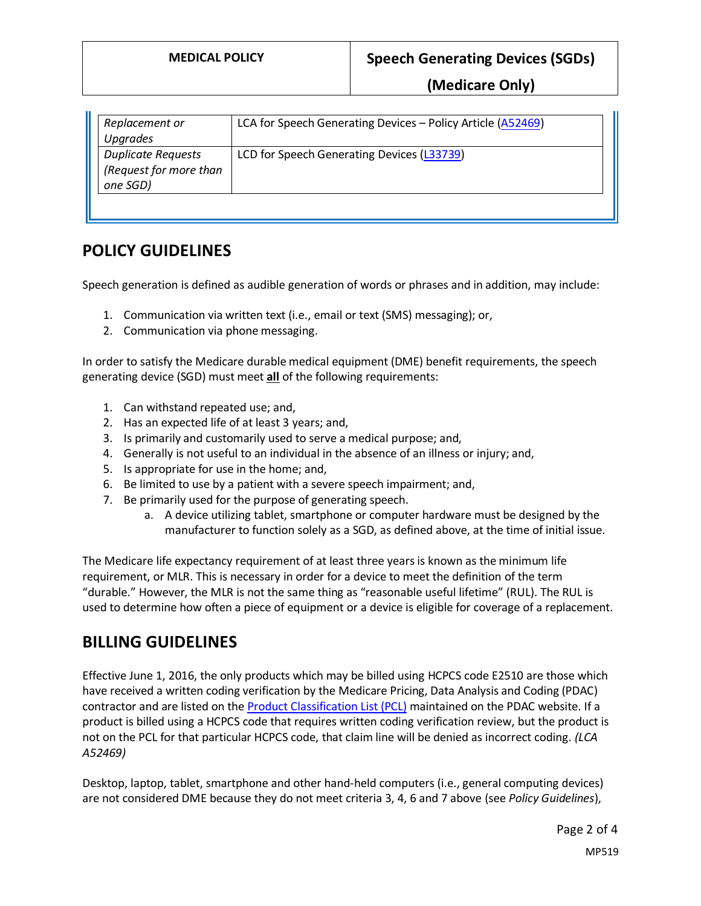| | |
|---|---|
| *Replacement or Upgrades* | LCA for Speech Generating Devices – Policy Article (A52469) |
| *Duplicate Requests (Request for more than one SGD)* | LCD for Speech Generating Devices (L33739) |

## POLICY GUIDELINES

Speech generation is defined as audible generation of words or phrases and in addition, may include:

1. Communication via written text (i.e., email or text (SMS) messaging); or,
2. Communication via phone messaging.

In order to satisfy the Medicare durable medical equipment (DME) benefit requirements, the speech generating device (SGD) must meet **all** of the following requirements:

1. Can withstand repeated use; and,
2. Has an expected life of at least 3 years; and,
3. Is primarily and customarily used to serve a medical purpose; and,
4. Generally is not useful to an individual in the absence of an illness or injury; and,
5. Is appropriate for use in the home; and,
6. Be limited to use by a patient with a severe speech impairment; and,
7. Be primarily used for the purpose of generating speech.
   a. A device utilizing tablet, smartphone or computer hardware must be designed by the manufacturer to function solely as a SGD, as defined above, at the time of initial issue.

The Medicare life expectancy requirement of at least three years is known as the minimum life requirement, or MLR. This is necessary in order for a device to meet the definition of the term "durable." However, the MLR is not the same thing as "reasonable useful lifetime" (RUL). The RUL is used to determine how often a piece of equipment or a device is eligible for coverage of a replacement.

## BILLING GUIDELINES

Effective June 1, 2016, the only products which may be billed using HCPCS code E2510 are those which have received a written coding verification by the Medicare Pricing, Data Analysis and Coding (PDAC) contractor and are listed on the Product Classification List (PCL) maintained on the PDAC website. If a product is billed using a HCPCS code that requires written coding verification review, but the product is not on the PCL for that particular HCPCS code, that claim line will be denied as incorrect coding. *(LCA A52469)*

Desktop, laptop, tablet, smartphone and other hand-held computers (i.e., general computing devices) are not considered DME because they do not meet criteria 3, 4, 6 and 7 above (see *Policy Guidelines*),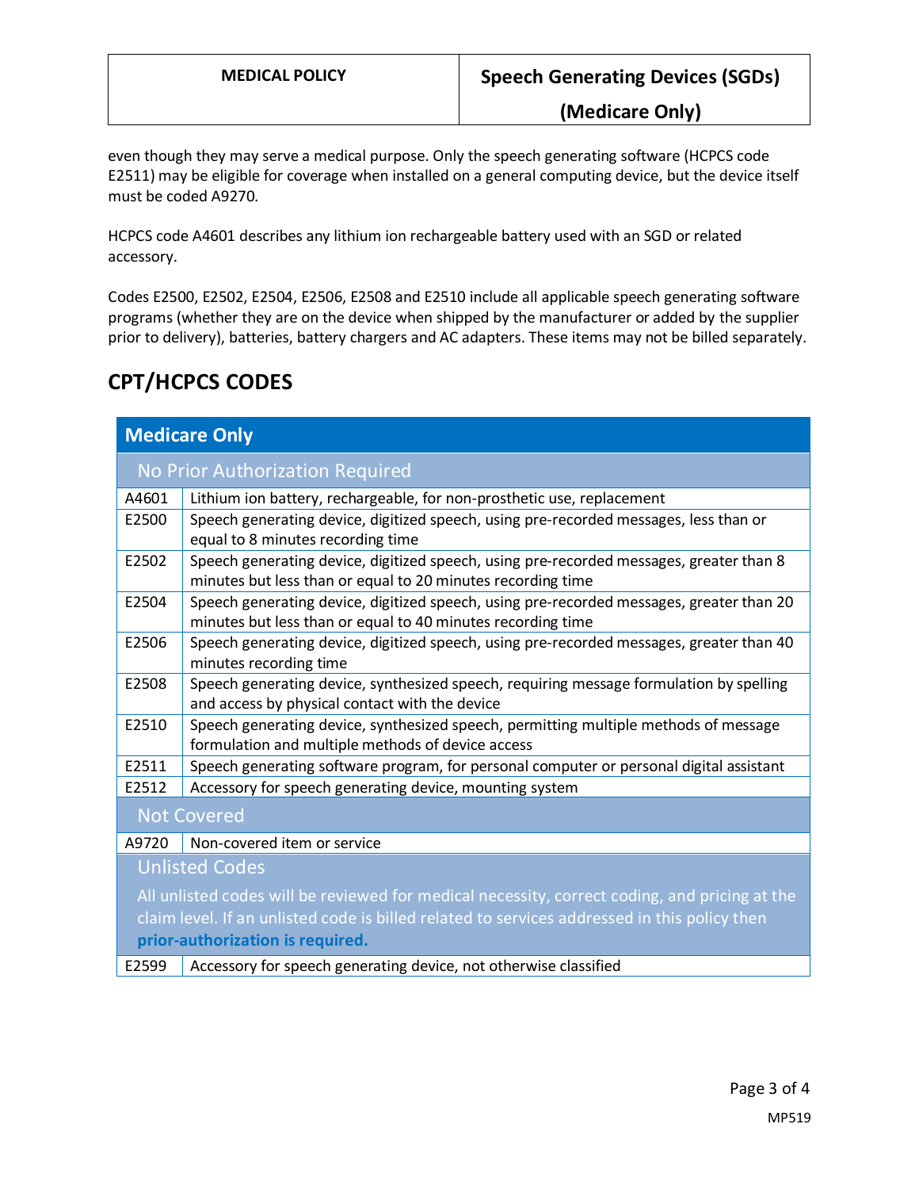even though they may serve a medical purpose. Only the speech generating software (HCPCS code E2511) may be eligible for coverage when installed on a general computing device, but the device itself must be coded A9270.

HCPCS code A4601 describes any lithium ion rechargeable battery used with an SGD or related accessory.

Codes E2500, E2502, E2504, E2506, E2508 and E2510 include all applicable speech generating software programs (whether they are on the device when shipped by the manufacturer or added by the supplier prior to delivery), batteries, battery chargers and AC adapters. These items may not be billed separately.

## CPT/HCPCS CODES

| Medicare Only | |
|---|---|
| **No Prior Authorization Required** | |
| A4601 | Lithium ion battery, rechargeable, for non-prosthetic use, replacement |
| E2500 | Speech generating device, digitized speech, using pre-recorded messages, less than or equal to 8 minutes recording time |
| E2502 | Speech generating device, digitized speech, using pre-recorded messages, greater than 8 minutes but less than or equal to 20 minutes recording time |
| E2504 | Speech generating device, digitized speech, using pre-recorded messages, greater than 20 minutes but less than or equal to 40 minutes recording time |
| E2506 | Speech generating device, digitized speech, using pre-recorded messages, greater than 40 minutes recording time |
| E2508 | Speech generating device, synthesized speech, requiring message formulation by spelling and access by physical contact with the device |
| E2510 | Speech generating device, synthesized speech, permitting multiple methods of message formulation and multiple methods of device access |
| E2511 | Speech generating software program, for personal computer or personal digital assistant |
| E2512 | Accessory for speech generating device, mounting system |
| **Not Covered** | |
| A9720 | Non-covered item or service |
| **Unlisted Codes** All unlisted codes will be reviewed for medical necessity, correct coding, and pricing at the claim level. If an unlisted code is billed related to services addressed in this policy then **prior-authorization is required.** | |
| E2599 | Accessory for speech generating device, not otherwise classified |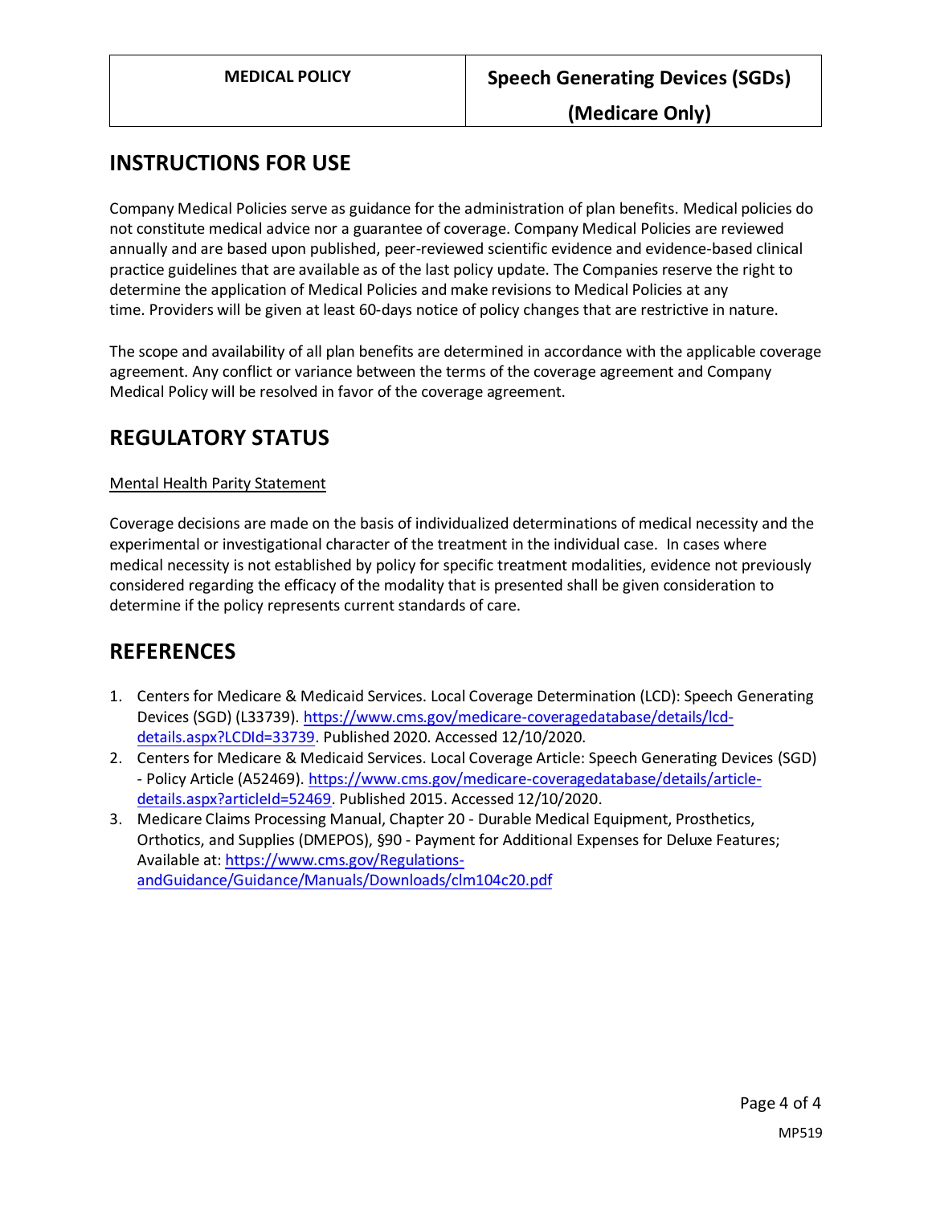## INSTRUCTIONS FOR USE

Company Medical Policies serve as guidance for the administration of plan benefits. Medical policies do not constitute medical advice nor a guarantee of coverage. Company Medical Policies are reviewed annually and are based upon published, peer-reviewed scientific evidence and evidence-based clinical practice guidelines that are available as of the last policy update. The Companies reserve the right to determine the application of Medical Policies and make revisions to Medical Policies at any time. Providers will be given at least 60-days notice of policy changes that are restrictive in nature.

The scope and availability of all plan benefits are determined in accordance with the applicable coverage agreement. Any conflict or variance between the terms of the coverage agreement and Company Medical Policy will be resolved in favor of the coverage agreement.

## REGULATORY STATUS

Mental Health Parity Statement

Coverage decisions are made on the basis of individualized determinations of medical necessity and the experimental or investigational character of the treatment in the individual case. In cases where medical necessity is not established by policy for specific treatment modalities, evidence not previously considered regarding the efficacy of the modality that is presented shall be given consideration to determine if the policy represents current standards of care.

## REFERENCES

1. Centers for Medicare & Medicaid Services. Local Coverage Determination (LCD): Speech Generating Devices (SGD) (L33739). https://www.cms.gov/medicare-coveragedatabase/details/lcd-details.aspx?LCDId=33739. Published 2020. Accessed 12/10/2020.
2. Centers for Medicare & Medicaid Services. Local Coverage Article: Speech Generating Devices (SGD) - Policy Article (A52469). https://www.cms.gov/medicare-coveragedatabase/details/article-details.aspx?articleId=52469. Published 2015. Accessed 12/10/2020.
3. Medicare Claims Processing Manual, Chapter 20 - Durable Medical Equipment, Prosthetics, Orthotics, and Supplies (DMEPOS), §90 - Payment for Additional Expenses for Deluxe Features; Available at: https://www.cms.gov/Regulations-andGuidance/Guidance/Manuals/Downloads/clm104c20.pdf